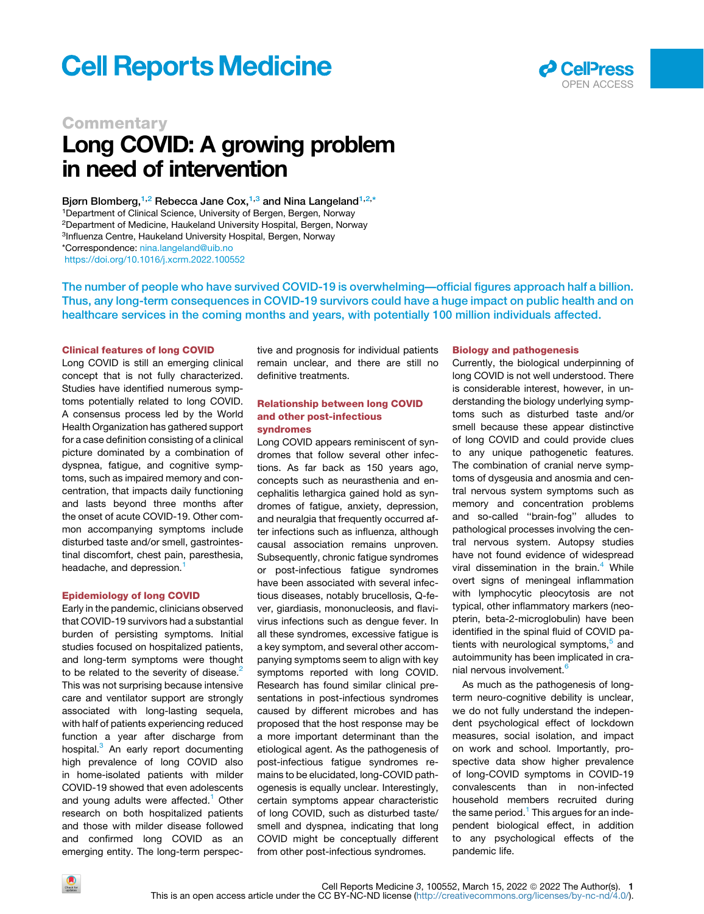Commentary

# Long COVID: A growing problem in need of intervention

Bjørn Blomberg,[1,2] Rebecca Jane Cox,[1,3] and Nina Langeland[1,2,*]

[1]Department of Clinical Science, University of Bergen, Bergen, Norway
[2]Department of Medicine, Haukeland University Hospital, Bergen, Norway
[3]Influenza Centre, Haukeland University Hospital, Bergen, Norway
*Correspondence: nina.langeland@uib.no
https://doi.org/10.1016/j.xcrm.2022.100552

**The number of people who have survived COVID-19 is overwhelming—official figures approach half a billion. Thus, any long-term consequences in COVID-19 survivors could have a huge impact on public health and on healthcare services in the coming months and years, with potentially 100 million individuals affected.**

## Clinical features of long COVID

Long COVID is still an emerging clinical concept that is not fully characterized. Studies have identified numerous symptoms potentially related to long COVID. A consensus process led by the World Health Organization has gathered support for a case definition consisting of a clinical picture dominated by a combination of dyspnea, fatigue, and cognitive symptoms, such as impaired memory and concentration, that impacts daily functioning and lasts beyond three months after the onset of acute COVID-19. Other common accompanying symptoms include disturbed taste and/or smell, gastrointestinal discomfort, chest pain, paresthesia, headache, and depression.[1]

## Epidemiology of long COVID

Early in the pandemic, clinicians observed that COVID-19 survivors had a substantial burden of persisting symptoms. Initial studies focused on hospitalized patients, and long-term symptoms were thought to be related to the severity of disease.[2] This was not surprising because intensive care and ventilator support are strongly associated with long-lasting sequela, with half of patients experiencing reduced function a year after discharge from hospital.[3] An early report documenting high prevalence of long COVID also in home-isolated patients with milder COVID-19 showed that even adolescents and young adults were affected.[1] Other research on both hospitalized patients and those with milder disease followed and confirmed long COVID as an emerging entity. The long-term perspective and prognosis for individual patients remain unclear, and there are still no definitive treatments.

## Relationship between long COVID and other post-infectious syndromes

Long COVID appears reminiscent of syndromes that follow several other infections. As far back as 150 years ago, concepts such as neurasthenia and encephalitis lethargica gained hold as syndromes of fatigue, anxiety, depression, and neuralgia that frequently occurred after infections such as influenza, although causal association remains unproven. Subsequently, chronic fatigue syndromes or post-infectious fatigue syndromes have been associated with several infectious diseases, notably brucellosis, Q-fever, giardiasis, mononucleosis, and flavivirus infections such as dengue fever. In all these syndromes, excessive fatigue is a key symptom, and several other accompanying symptoms seem to align with key symptoms reported with long COVID. Research has found similar clinical presentations in post-infectious syndromes caused by different microbes and has proposed that the host response may be a more important determinant than the etiological agent. As the pathogenesis of post-infectious fatigue syndromes remains to be elucidated, long-COVID pathogenesis is equally unclear. Interestingly, certain symptoms appear characteristic of long COVID, such as disturbed taste/smell and dyspnea, indicating that long COVID might be conceptually different from other post-infectious syndromes.

## Biology and pathogenesis

Currently, the biological underpinning of long COVID is not well understood. There is considerable interest, however, in understanding the biology underlying symptoms such as disturbed taste and/or smell because these appear distinctive of long COVID and could provide clues to any unique pathogenetic features. The combination of cranial nerve symptoms of dysgeusia and anosmia and central nervous system symptoms such as memory and concentration problems and so-called "brain-fog" alludes to pathological processes involving the central nervous system. Autopsy studies have not found evidence of widespread viral dissemination in the brain.[4] While overt signs of meningeal inflammation with lymphocytic pleocytosis are not typical, other inflammatory markers (neopterin, beta-2-microglobulin) have been identified in the spinal fluid of COVID patients with neurological symptoms,[5] and autoimmunity has been implicated in cranial nervous involvement.[6]

As much as the pathogenesis of long-term neuro-cognitive debility is unclear, we do not fully understand the independent psychological effect of lockdown measures, social isolation, and impact on work and school. Importantly, prospective data show higher prevalence of long-COVID symptoms in COVID-19 convalescents than in non-infected household members recruited during the same period.[1] This argues for an independent biological effect, in addition to any psychological effects of the pandemic life.

This is an open access article under the CC BY-NC-ND license (http://creativecommons.org/licenses/by-nc-nd/4.0/).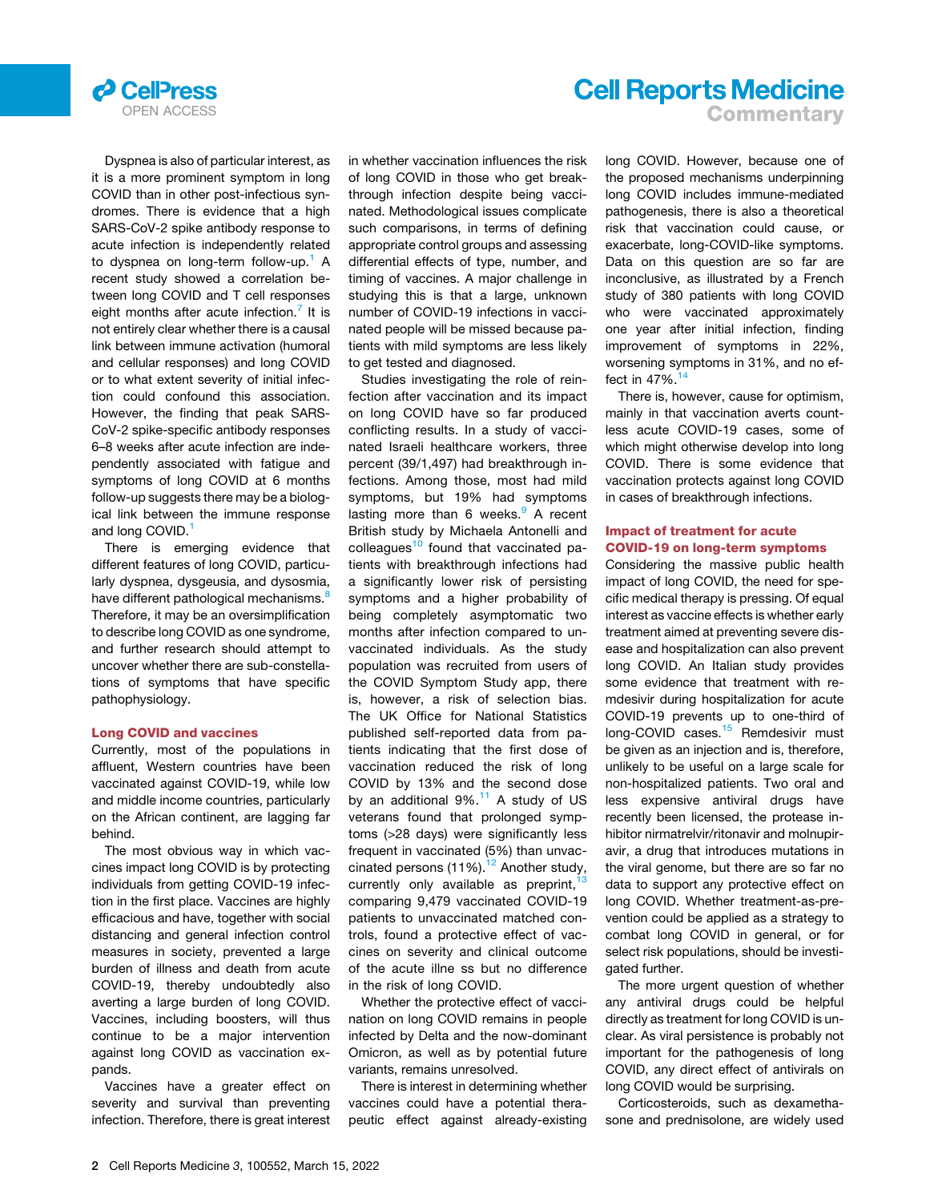Dyspnea is also of particular interest, as it is a more prominent symptom in long COVID than in other post-infectious syndromes. There is evidence that a high SARS-CoV-2 spike antibody response to acute infection is independently related to dyspnea on long-term follow-up.[1] A recent study showed a correlation between long COVID and T cell responses eight months after acute infection.[7] It is not entirely clear whether there is a causal link between immune activation (humoral and cellular responses) and long COVID or to what extent severity of initial infection could confound this association. However, the finding that peak SARS-CoV-2 spike-specific antibody responses 6–8 weeks after acute infection are independently associated with fatigue and symptoms of long COVID at 6 months follow-up suggests there may be a biological link between the immune response and long COVID.[1]

There is emerging evidence that different features of long COVID, particularly dyspnea, dysgeusia, and dysosmia, have different pathological mechanisms.[8] Therefore, it may be an oversimplification to describe long COVID as one syndrome, and further research should attempt to uncover whether there are sub-constellations of symptoms that have specific pathophysiology.

## Long COVID and vaccines

Currently, most of the populations in affluent, Western countries have been vaccinated against COVID-19, while low and middle income countries, particularly on the African continent, are lagging far behind.

The most obvious way in which vaccines impact long COVID is by protecting individuals from getting COVID-19 infection in the first place. Vaccines are highly efficacious and have, together with social distancing and general infection control measures in society, prevented a large burden of illness and death from acute COVID-19, thereby undoubtedly also averting a large burden of long COVID. Vaccines, including boosters, will thus continue to be a major intervention against long COVID as vaccination expands.

Vaccines have a greater effect on severity and survival than preventing infection. Therefore, there is great interest in whether vaccination influences the risk of long COVID in those who get breakthrough infection despite being vaccinated. Methodological issues complicate such comparisons, in terms of defining appropriate control groups and assessing differential effects of type, number, and timing of vaccines. A major challenge in studying this is that a large, unknown number of COVID-19 infections in vaccinated people will be missed because patients with mild symptoms are less likely to get tested and diagnosed.

Studies investigating the role of reinfection after vaccination and its impact on long COVID have so far produced conflicting results. In a study of vaccinated Israeli healthcare workers, three percent (39/1,497) had breakthrough infections. Among those, most had mild symptoms, but 19% had symptoms lasting more than 6 weeks.[9] A recent British study by Michaela Antonelli and colleagues[10] found that vaccinated patients with breakthrough infections had a significantly lower risk of persisting symptoms and a higher probability of being completely asymptomatic two months after infection compared to unvaccinated individuals. As the study population was recruited from users of the COVID Symptom Study app, there is, however, a risk of selection bias. The UK Office for National Statistics published self-reported data from patients indicating that the first dose of vaccination reduced the risk of long COVID by 13% and the second dose by an additional 9%.[11] A study of US veterans found that prolonged symptoms (>28 days) were significantly less frequent in vaccinated (5%) than unvaccinated persons (11%).[12] Another study, currently only available as preprint,[13] comparing 9,479 vaccinated COVID-19 patients to unvaccinated matched controls, found a protective effect of vaccines on severity and clinical outcome of the acute illne ss but no difference in the risk of long COVID.

Whether the protective effect of vaccination on long COVID remains in people infected by Delta and the now-dominant Omicron, as well as by potential future variants, remains unresolved.

There is interest in determining whether vaccines could have a potential therapeutic effect against already-existing long COVID. However, because one of the proposed mechanisms underpinning long COVID includes immune-mediated pathogenesis, there is also a theoretical risk that vaccination could cause, or exacerbate, long-COVID-like symptoms. Data on this question are so far are inconclusive, as illustrated by a French study of 380 patients with long COVID who were vaccinated approximately one year after initial infection, finding improvement of symptoms in 22%, worsening symptoms in 31%, and no effect in 47%.[14]

There is, however, cause for optimism, mainly in that vaccination averts countless acute COVID-19 cases, some of which might otherwise develop into long COVID. There is some evidence that vaccination protects against long COVID in cases of breakthrough infections.

## Impact of treatment for acute COVID-19 on long-term symptoms

Considering the massive public health impact of long COVID, the need for specific medical therapy is pressing. Of equal interest as vaccine effects is whether early treatment aimed at preventing severe disease and hospitalization can also prevent long COVID. An Italian study provides some evidence that treatment with remdesivir during hospitalization for acute COVID-19 prevents up to one-third of long-COVID cases.[15] Remdesivir must be given as an injection and is, therefore, unlikely to be useful on a large scale for non-hospitalized patients. Two oral and less expensive antiviral drugs have recently been licensed, the protease inhibitor nirmatrelvir/ritonavir and molnupiravir, a drug that introduces mutations in the viral genome, but there are so far no data to support any protective effect on long COVID. Whether treatment-as-prevention could be applied as a strategy to combat long COVID in general, or for select risk populations, should be investigated further.

The more urgent question of whether any antiviral drugs could be helpful directly as treatment for long COVID is unclear. As viral persistence is probably not important for the pathogenesis of long COVID, any direct effect of antivirals on long COVID would be surprising.

Corticosteroids, such as dexamethasone and prednisolone, are widely used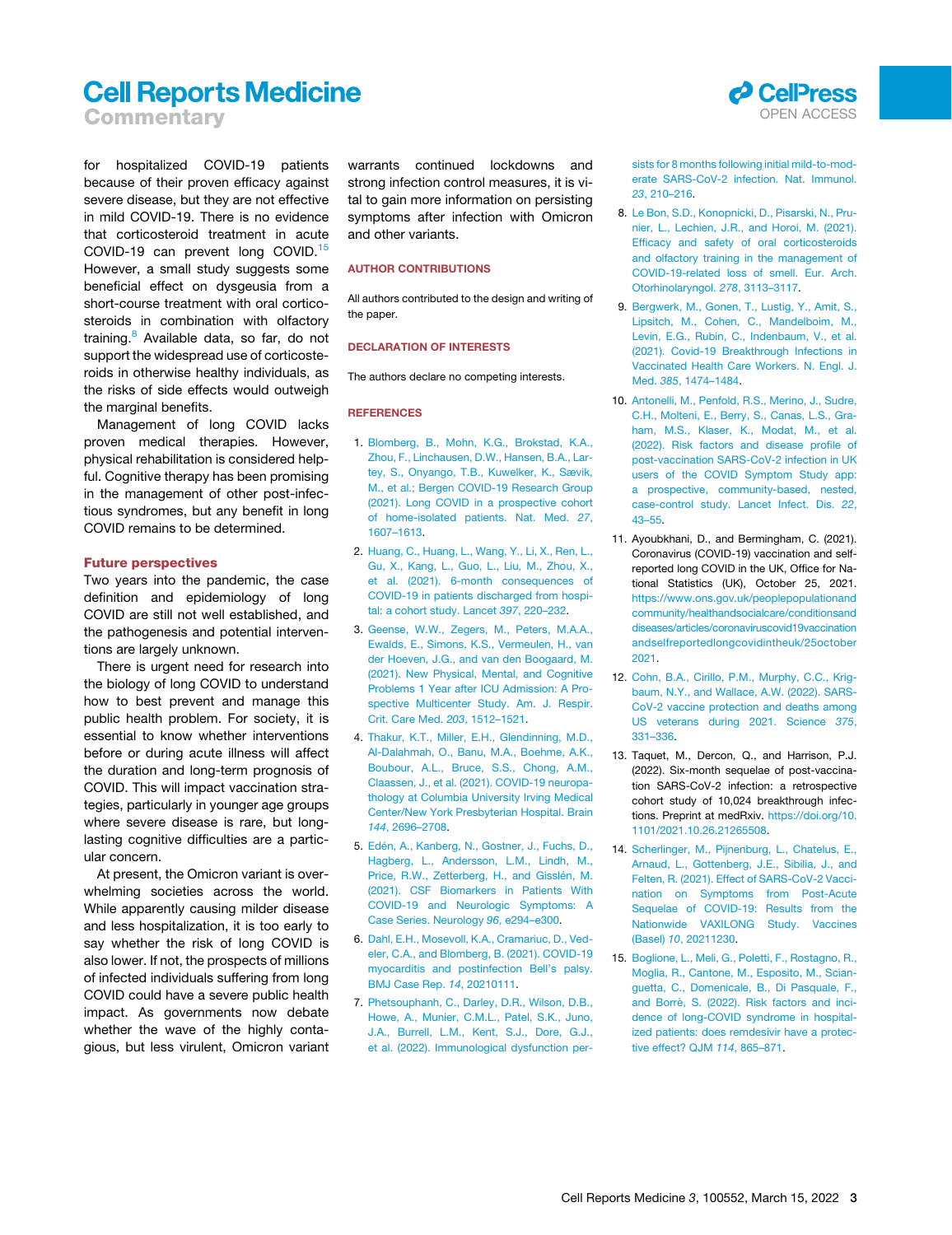for hospitalized COVID-19 patients because of their proven efficacy against severe disease, but they are not effective in mild COVID-19. There is no evidence that corticosteroid treatment in acute COVID-19 can prevent long COVID.[15] However, a small study suggests some beneficial effect on dysgeusia from a short-course treatment with oral corticosteroids in combination with olfactory training.[8] Available data, so far, do not support the widespread use of corticosteroids in otherwise healthy individuals, as the risks of side effects would outweigh the marginal benefits.

Management of long COVID lacks proven medical therapies. However, physical rehabilitation is considered helpful. Cognitive therapy has been promising in the management of other post-infectious syndromes, but any benefit in long COVID remains to be determined.

## Future perspectives

Two years into the pandemic, the case definition and epidemiology of long COVID are still not well established, and the pathogenesis and potential interventions are largely unknown.

There is urgent need for research into the biology of long COVID to understand how to best prevent and manage this public health problem. For society, it is essential to know whether interventions before or during acute illness will affect the duration and long-term prognosis of COVID. This will impact vaccination strategies, particularly in younger age groups where severe disease is rare, but long-lasting cognitive difficulties are a particular concern.

At present, the Omicron variant is overwhelming societies across the world. While apparently causing milder disease and less hospitalization, it is too early to say whether the risk of long COVID is also lower. If not, the prospects of millions of infected individuals suffering from long COVID could have a severe public health impact. As governments now debate whether the wave of the highly contagious, but less virulent, Omicron variant warrants continued lockdowns and strong infection control measures, it is vital to gain more information on persisting symptoms after infection with Omicron and other variants.

## AUTHOR CONTRIBUTIONS

All authors contributed to the design and writing of the paper.

## DECLARATION OF INTERESTS

The authors declare no competing interests.

## REFERENCES

1. Blomberg, B., Mohn, K.G., Brokstad, K.A., Zhou, F., Linchausen, D.W., Hansen, B.A., Lartey, S., Onyango, T.B., Kuwelker, K., Sævik, M., et al.; Bergen COVID-19 Research Group (2021). Long COVID in a prospective cohort of home-isolated patients. Nat. Med. *27*, 1607–1613.
2. Huang, C., Huang, L., Wang, Y., Li, X., Ren, L., Gu, X., Kang, L., Guo, L., Liu, M., Zhou, X., et al. (2021). 6-month consequences of COVID-19 in patients discharged from hospital: a cohort study. Lancet *397*, 220–232.
3. Geense, W.W., Zegers, M., Peters, M.A.A., Ewalds, E., Simons, K.S., Vermeulen, H., van der Hoeven, J.G., and van den Boogaard, M. (2021). New Physical, Mental, and Cognitive Problems 1 Year after ICU Admission: A Prospective Multicenter Study. Am. J. Respir. Crit. Care Med. *203*, 1512–1521.
4. Thakur, K.T., Miller, E.H., Glendinning, M.D., Al-Dalahmah, O., Banu, M.A., Boehme, A.K., Boubour, A.L., Bruce, S.S., Chong, A.M., Claassen, J., et al. (2021). COVID-19 neuropathology at Columbia University Irving Medical Center/New York Presbyterian Hospital. Brain *144*, 2696–2708.
5. Edén, A., Kanberg, N., Gostner, J., Fuchs, D., Hagberg, L., Andersson, L.M., Lindh, M., Price, R.W., Zetterberg, H., and Gisslén, M. (2021). CSF Biomarkers in Patients With COVID-19 and Neurologic Symptoms: A Case Series. Neurology *96*, e294–e300.
6. Dahl, E.H., Mosevoll, K.A., Cramariuc, D., Vedeler, C.A., and Blomberg, B. (2021). COVID-19 myocarditis and postinfection Bell's palsy. BMJ Case Rep. *14*, 20210111.
7. Phetsouphanh, C., Darley, D.R., Wilson, D.B., Howe, A., Munier, C.M.L., Patel, S.K., Juno, J.A., Burrell, L.M., Kent, S.J., Dore, G.J., et al. (2022). Immunological dysfunction persists for 8 months following initial mild-to-moderate SARS-CoV-2 infection. Nat. Immunol. *23*, 210–216.
8. Le Bon, S.D., Konopnicki, D., Pisarski, N., Prunier, L., Lechien, J.R., and Horoi, M. (2021). Efficacy and safety of oral corticosteroids and olfactory training in the management of COVID-19-related loss of smell. Eur. Arch. Otorhinolaryngol. *278*, 3113–3117.
9. Bergwerk, M., Gonen, T., Lustig, Y., Amit, S., Lipsitch, M., Cohen, C., Mandelboim, M., Levin, E.G., Rubin, C., Indenbaum, V., et al. (2021). Covid-19 Breakthrough Infections in Vaccinated Health Care Workers. N. Engl. J. Med. *385*, 1474–1484.
10. Antonelli, M., Penfold, R.S., Merino, J., Sudre, C.H., Molteni, E., Berry, S., Canas, L.S., Graham, M.S., Klaser, K., Modat, M., et al. (2022). Risk factors and disease profile of post-vaccination SARS-CoV-2 infection in UK users of the COVID Symptom Study app: a prospective, community-based, nested, case-control study. Lancet Infect. Dis. *22*, 43–55.
11. Ayoubkhani, D., and Bermingham, C. (2021). Coronavirus (COVID-19) vaccination and self-reported long COVID in the UK, Office for National Statistics (UK), October 25, 2021. https://www.ons.gov.uk/peoplepopulationandcommunity/healthandsocialcare/conditionsanddiseases/articles/coronaviruscovid19vaccinationandselfreportedlongcovidintheuk/25october2021.
12. Cohn, B.A., Cirillo, P.M., Murphy, C.C., Krigbaum, N.Y., and Wallace, A.W. (2022). SARS-CoV-2 vaccine protection and deaths among US veterans during 2021. Science *375*, 331–336.
13. Taquet, M., Dercon, Q., and Harrison, P.J. (2022). Six-month sequelae of post-vaccination SARS-CoV-2 infection: a retrospective cohort study of 10,024 breakthrough infections. Preprint at medRxiv. https://doi.org/10.1101/2021.10.26.21265508.
14. Scherlinger, M., Pijnenburg, L., Chatelus, E., Arnaud, L., Gottenberg, J.E., Sibilia, J., and Felten, R. (2021). Effect of SARS-CoV-2 Vaccination on Symptoms from Post-Acute Sequelae of COVID-19: Results from the Nationwide VAXILONG Study. Vaccines (Basel) *10*, 20211230.
15. Boglione, L., Meli, G., Poletti, F., Rostagno, R., Moglia, R., Cantone, M., Esposito, M., Scianguetta, C., Domenicale, B., Di Pasquale, F., and Borrè, S. (2022). Risk factors and incidence of long-COVID syndrome in hospitalized patients: does remdesivir have a protective effect? QJM *114*, 865–871.